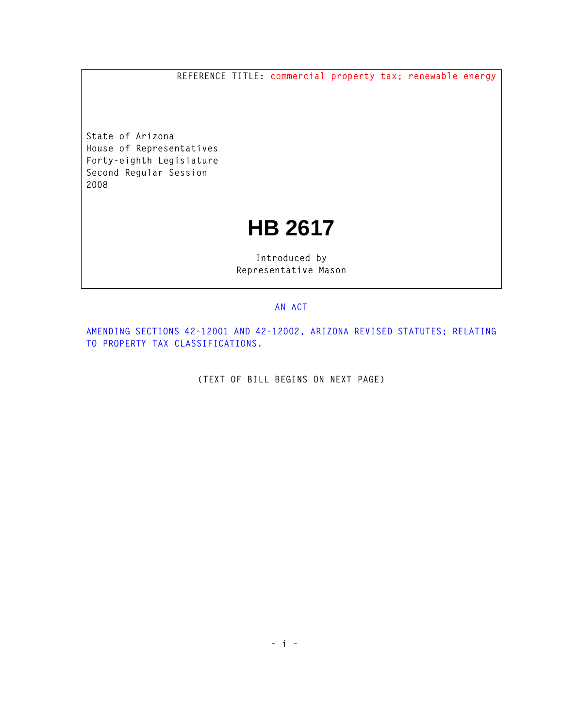REFERENCE TITLE: commercial property tax; renewable energy

State of Arizona
House of Representatives
Forty-eighth Legislature
Second Regular Session
2008

# HB 2617

Introduced by
Representative Mason

AN ACT

AMENDING SECTIONS 42-12001 AND 42-12002, ARIZONA REVISED STATUTES; RELATING TO PROPERTY TAX CLASSIFICATIONS.

(TEXT OF BILL BEGINS ON NEXT PAGE)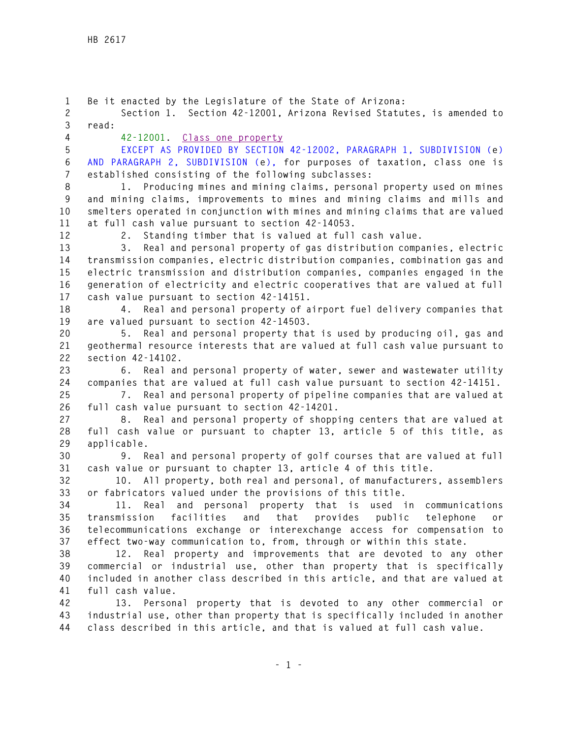Be it enacted by the Legislature of the State of Arizona:

Section 1. Section 42-12001, Arizona Revised Statutes, is amended to read:

42-12001. Class one property

EXCEPT AS PROVIDED BY SECTION 42-12002, PARAGRAPH 1, SUBDIVISION (e) AND PARAGRAPH 2, SUBDIVISION (e), for purposes of taxation, class one is established consisting of the following subclasses:

1. Producing mines and mining claims, personal property used on mines and mining claims, improvements to mines and mining claims and mills and smelters operated in conjunction with mines and mining claims that are valued at full cash value pursuant to section 42-14053.

2. Standing timber that is valued at full cash value.

3. Real and personal property of gas distribution companies, electric transmission companies, electric distribution companies, combination gas and electric transmission and distribution companies, companies engaged in the generation of electricity and electric cooperatives that are valued at full cash value pursuant to section 42-14151.

4. Real and personal property of airport fuel delivery companies that are valued pursuant to section 42-14503.

5. Real and personal property that is used by producing oil, gas and geothermal resource interests that are valued at full cash value pursuant to section 42-14102.

6. Real and personal property of water, sewer and wastewater utility companies that are valued at full cash value pursuant to section 42-14151.

7. Real and personal property of pipeline companies that are valued at full cash value pursuant to section 42-14201.

8. Real and personal property of shopping centers that are valued at full cash value or pursuant to chapter 13, article 5 of this title, as applicable.

9. Real and personal property of golf courses that are valued at full cash value or pursuant to chapter 13, article 4 of this title.

10. All property, both real and personal, of manufacturers, assemblers or fabricators valued under the provisions of this title.

11. Real and personal property that is used in communications transmission facilities and that provides public telephone or telecommunications exchange or interexchange access for compensation to effect two-way communication to, from, through or within this state.

12. Real property and improvements that are devoted to any other commercial or industrial use, other than property that is specifically included in another class described in this article, and that are valued at full cash value.

13. Personal property that is devoted to any other commercial or industrial use, other than property that is specifically included in another class described in this article, and that is valued at full cash value.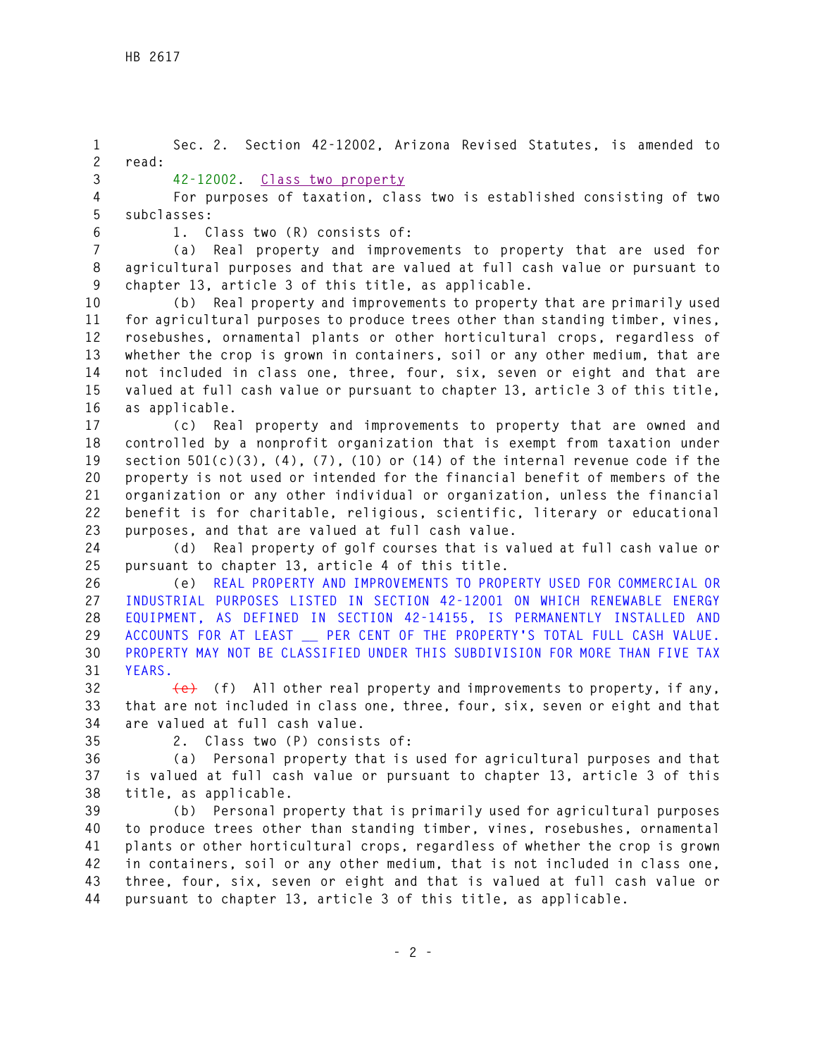Sec. 2. Section 42-12002, Arizona Revised Statutes, is amended to read:

42-12002. Class two property

For purposes of taxation, class two is established consisting of two subclasses:

1. Class two (R) consists of:

(a) Real property and improvements to property that are used for agricultural purposes and that are valued at full cash value or pursuant to chapter 13, article 3 of this title, as applicable.

(b) Real property and improvements to property that are primarily used for agricultural purposes to produce trees other than standing timber, vines, rosebushes, ornamental plants or other horticultural crops, regardless of whether the crop is grown in containers, soil or any other medium, that are not included in class one, three, four, six, seven or eight and that are valued at full cash value or pursuant to chapter 13, article 3 of this title, as applicable.

(c) Real property and improvements to property that are owned and controlled by a nonprofit organization that is exempt from taxation under section 501(c)(3), (4), (7), (10) or (14) of the internal revenue code if the property is not used or intended for the financial benefit of members of the organization or any other individual or organization, unless the financial benefit is for charitable, religious, scientific, literary or educational purposes, and that are valued at full cash value.

(d) Real property of golf courses that is valued at full cash value or pursuant to chapter 13, article 4 of this title.

(e) REAL PROPERTY AND IMPROVEMENTS TO PROPERTY USED FOR COMMERCIAL OR INDUSTRIAL PURPOSES LISTED IN SECTION 42-12001 ON WHICH RENEWABLE ENERGY EQUIPMENT, AS DEFINED IN SECTION 42-14155, IS PERMANENTLY INSTALLED AND ACCOUNTS FOR AT LEAST __ PER CENT OF THE PROPERTY'S TOTAL FULL CASH VALUE. PROPERTY MAY NOT BE CLASSIFIED UNDER THIS SUBDIVISION FOR MORE THAN FIVE TAX YEARS.

~~(e)~~ (f) All other real property and improvements to property, if any, that are not included in class one, three, four, six, seven or eight and that are valued at full cash value.

2. Class two (P) consists of:

(a) Personal property that is used for agricultural purposes and that is valued at full cash value or pursuant to chapter 13, article 3 of this title, as applicable.

(b) Personal property that is primarily used for agricultural purposes to produce trees other than standing timber, vines, rosebushes, ornamental plants or other horticultural crops, regardless of whether the crop is grown in containers, soil or any other medium, that is not included in class one, three, four, six, seven or eight and that is valued at full cash value or pursuant to chapter 13, article 3 of this title, as applicable.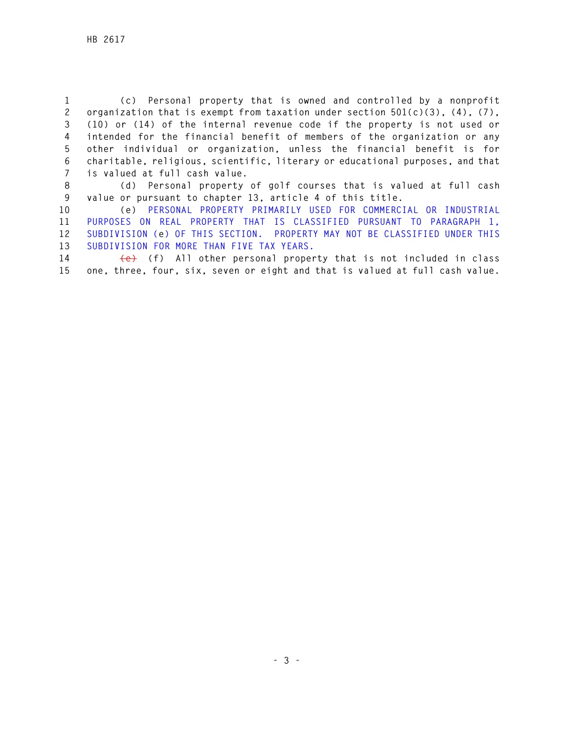(c) Personal property that is owned and controlled by a nonprofit organization that is exempt from taxation under section 501(c)(3), (4), (7), (10) or (14) of the internal revenue code if the property is not used or intended for the financial benefit of members of the organization or any other individual or organization, unless the financial benefit is for charitable, religious, scientific, literary or educational purposes, and that is valued at full cash value.

(d) Personal property of golf courses that is valued at full cash value or pursuant to chapter 13, article 4 of this title.

(e) PERSONAL PROPERTY PRIMARILY USED FOR COMMERCIAL OR INDUSTRIAL PURPOSES ON REAL PROPERTY THAT IS CLASSIFIED PURSUANT TO PARAGRAPH 1, SUBDIVISION (e) OF THIS SECTION. PROPERTY MAY NOT BE CLASSIFIED UNDER THIS SUBDIVISION FOR MORE THAN FIVE TAX YEARS.

~~(e)~~ (f) All other personal property that is not included in class one, three, four, six, seven or eight and that is valued at full cash value.